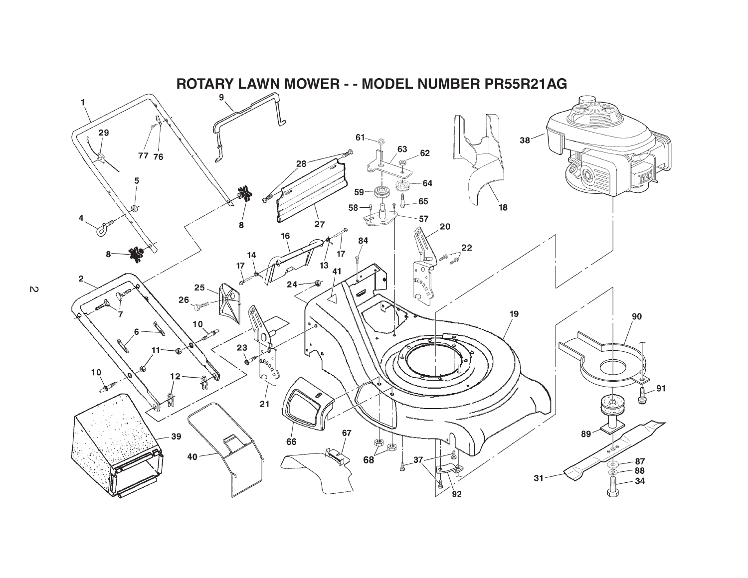# ROTARY LAWN MOWER - - MODEL NUMBER PR55R21AG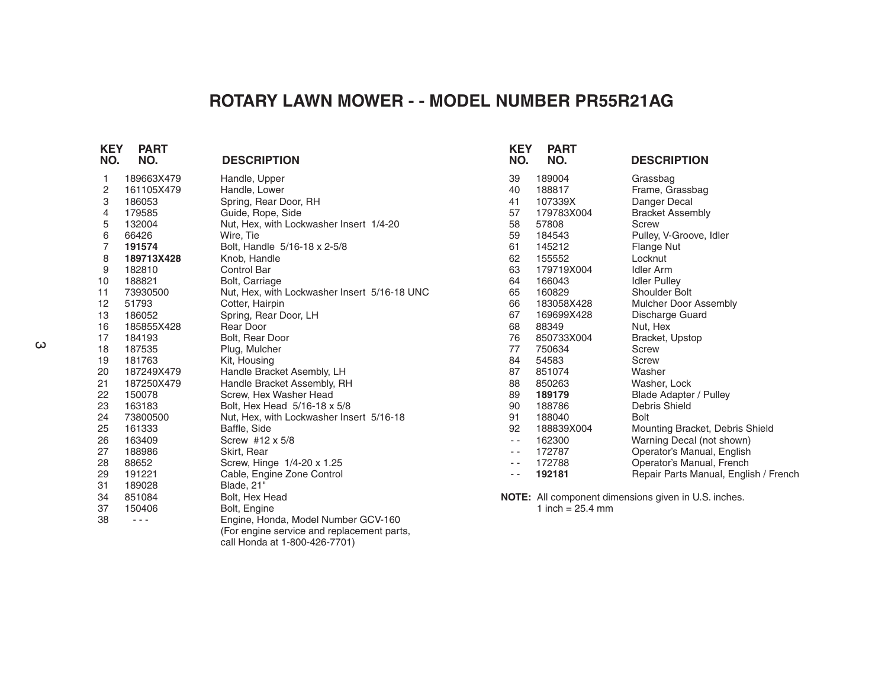# ROTARY LAWN MOWER - - MODEL NUMBER PR55R21AG

| KEY NO. | PART NO. | DESCRIPTION |
|---|---|---|
| 1 | 189663X479 | Handle, Upper |
| 2 | 161105X479 | Handle, Lower |
| 3 | 186053 | Spring, Rear Door, RH |
| 4 | 179585 | Guide, Rope, Side |
| 5 | 132004 | Nut, Hex, with Lockwasher Insert 1/4-20 |
| 6 | 66426 | Wire, Tie |
| 7 | **191574** | Bolt, Handle 5/16-18 x 2-5/8 |
| 8 | **189713X428** | Knob, Handle |
| 9 | 182810 | Control Bar |
| 10 | 188821 | Bolt, Carriage |
| 11 | 73930500 | Nut, Hex, with Lockwasher Insert 5/16-18 UNC |
| 12 | 51793 | Cotter, Hairpin |
| 13 | 186052 | Spring, Rear Door, LH |
| 16 | 185855X428 | Rear Door |
| 17 | 184193 | Bolt, Rear Door |
| 18 | 187535 | Plug, Mulcher |
| 19 | 181763 | Kit, Housing |
| 20 | 187249X479 | Handle Bracket Asembly, LH |
| 21 | 187250X479 | Handle Bracket Assembly, RH |
| 22 | 150078 | Screw, Hex Washer Head |
| 23 | 163183 | Bolt, Hex Head 5/16-18 x 5/8 |
| 24 | 73800500 | Nut, Hex, with Lockwasher Insert 5/16-18 |
| 25 | 161333 | Baffle, Side |
| 26 | 163409 | Screw #12 x 5/8 |
| 27 | 188986 | Skirt, Rear |
| 28 | 88652 | Screw, Hinge 1/4-20 x 1.25 |
| 29 | 191221 | Cable, Engine Zone Control |
| 31 | 189028 | Blade, 21" |
| 34 | 851084 | Bolt, Hex Head |
| 37 | 150406 | Bolt, Engine |
| 38 | - - - | Engine, Honda, Model Number GCV-160 (For engine service and replacement parts, call Honda at 1-800-426-7701) |
| 39 | 189004 | Grassbag |
| 40 | 188817 | Frame, Grassbag |
| 41 | 107339X | Danger Decal |
| 57 | 179783X004 | Bracket Assembly |
| 58 | 57808 | Screw |
| 59 | 184543 | Pulley, V-Groove, Idler |
| 61 | 145212 | Flange Nut |
| 62 | 155552 | Locknut |
| 63 | 179719X004 | Idler Arm |
| 64 | 166043 | Idler Pulley |
| 65 | 160829 | Shoulder Bolt |
| 66 | 183058X428 | Mulcher Door Assembly |
| 67 | 169699X428 | Discharge Guard |
| 68 | 88349 | Nut, Hex |
| 76 | 850733X004 | Bracket, Upstop |
| 77 | 750634 | Screw |
| 84 | 54583 | Screw |
| 87 | 851074 | Washer |
| 88 | 850263 | Washer, Lock |
| 89 | **189179** | Blade Adapter / Pulley |
| 90 | 188786 | Debris Shield |
| 91 | 188040 | Bolt |
| 92 | 188839X004 | Mounting Bracket, Debris Shield |
| - - | 162300 | Warning Decal (not shown) |
| - - | 172787 | Operator's Manual, English |
| - - | 172788 | Operator's Manual, French |
| - - | **192181** | Repair Parts Manual, English / French |

**NOTE:** All component dimensions given in U.S. inches.
1 inch = 25.4 mm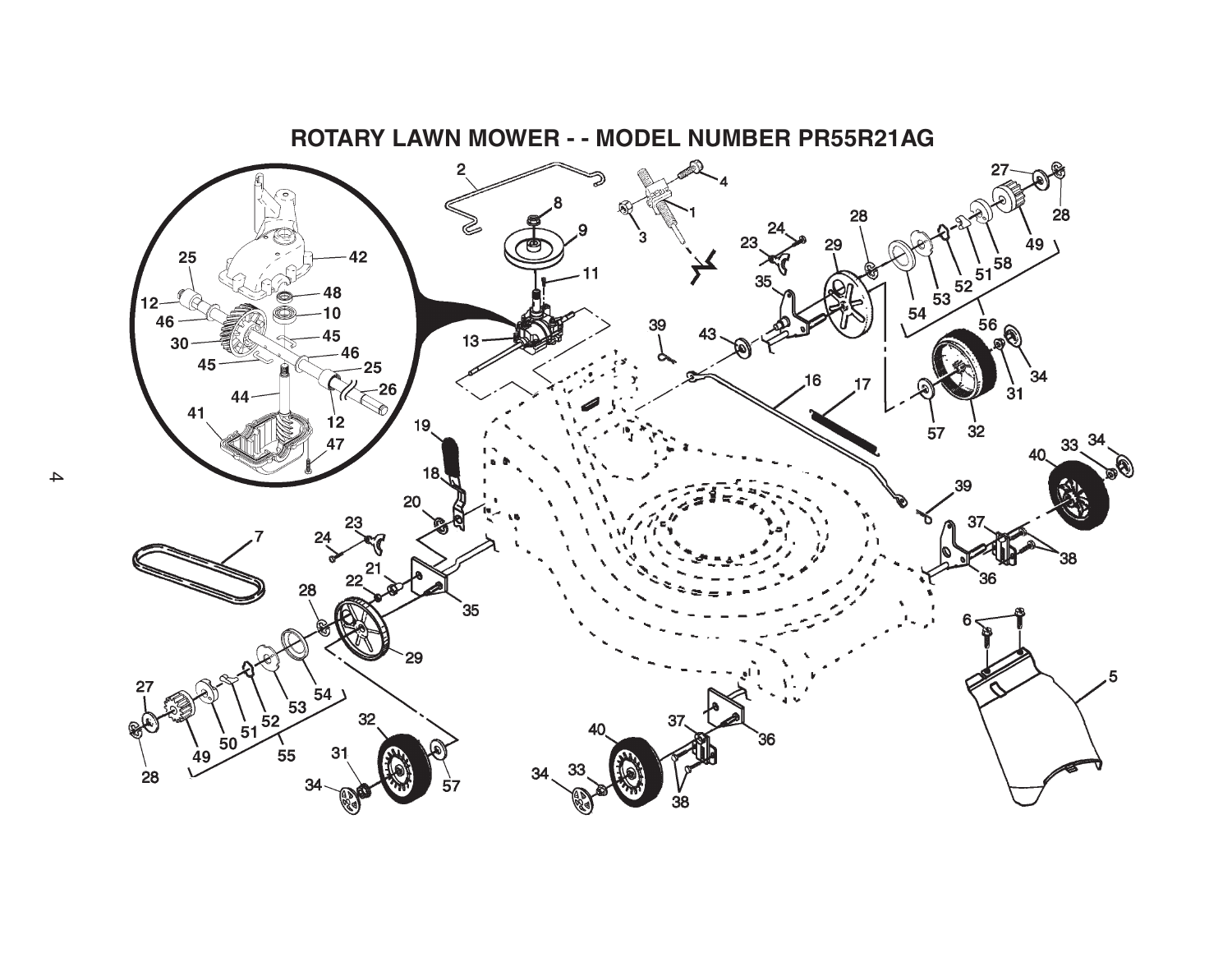# ROTARY LAWN MOWER - - MODEL NUMBER PR55R21AG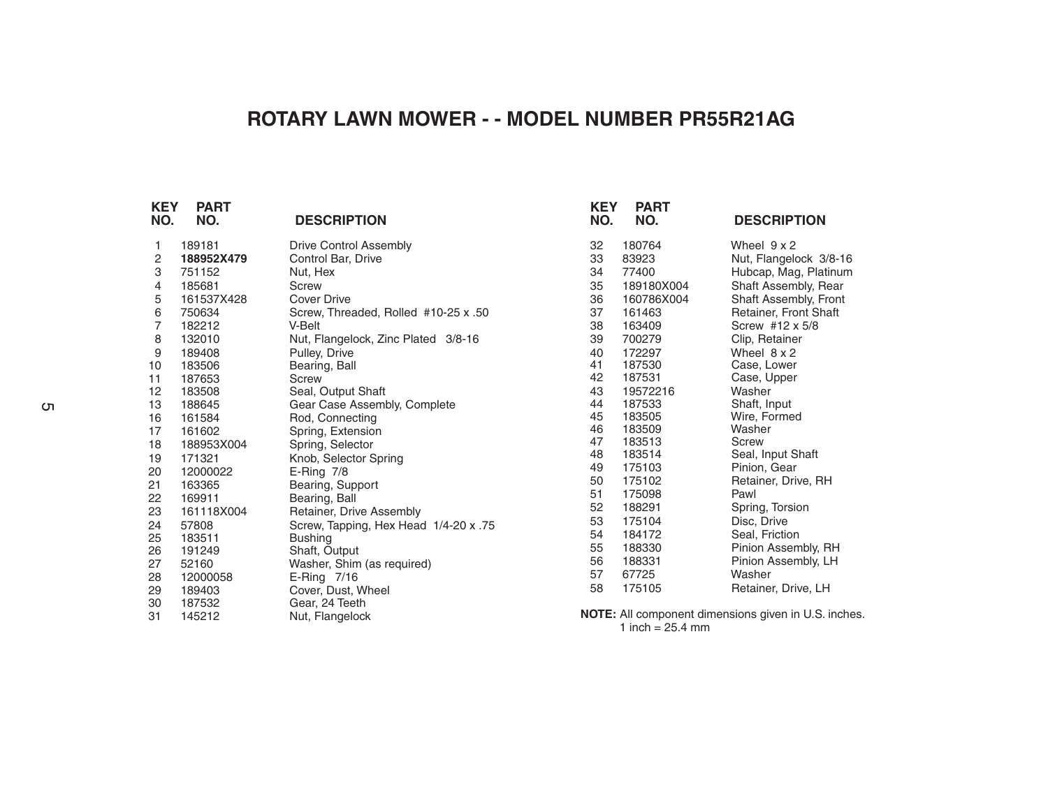# ROTARY LAWN MOWER - - MODEL NUMBER PR55R21AG

| KEY NO. | PART NO. | DESCRIPTION |
|---|---|---|
| 1 | 189181 | Drive Control Assembly |
| 2 | **188952X479** | Control Bar, Drive |
| 3 | 751152 | Nut, Hex |
| 4 | 185681 | Screw |
| 5 | 161537X428 | Cover Drive |
| 6 | 750634 | Screw, Threaded, Rolled #10-25 x .50 |
| 7 | 182212 | V-Belt |
| 8 | 132010 | Nut, Flangelock, Zinc Plated 3/8-16 |
| 9 | 189408 | Pulley, Drive |
| 10 | 183506 | Bearing, Ball |
| 11 | 187653 | Screw |
| 12 | 183508 | Seal, Output Shaft |
| 13 | 188645 | Gear Case Assembly, Complete |
| 16 | 161584 | Rod, Connecting |
| 17 | 161602 | Spring, Extension |
| 18 | 188953X004 | Spring, Selector |
| 19 | 171321 | Knob, Selector Spring |
| 20 | 12000022 | E-Ring 7/8 |
| 21 | 163365 | Bearing, Support |
| 22 | 169911 | Bearing, Ball |
| 23 | 161118X004 | Retainer, Drive Assembly |
| 24 | 57808 | Screw, Tapping, Hex Head 1/4-20 x .75 |
| 25 | 183511 | Bushing |
| 26 | 191249 | Shaft, Output |
| 27 | 52160 | Washer, Shim (as required) |
| 28 | 12000058 | E-Ring 7/16 |
| 29 | 189403 | Cover, Dust, Wheel |
| 30 | 187532 | Gear, 24 Teeth |
| 31 | 145212 | Nut, Flangelock |
| 32 | 180764 | Wheel 9 x 2 |
| 33 | 83923 | Nut, Flangelock 3/8-16 |
| 34 | 77400 | Hubcap, Mag, Platinum |
| 35 | 189180X004 | Shaft Assembly, Rear |
| 36 | 160786X004 | Shaft Assembly, Front |
| 37 | 161463 | Retainer, Front Shaft |
| 38 | 163409 | Screw #12 x 5/8 |
| 39 | 700279 | Clip, Retainer |
| 40 | 172297 | Wheel 8 x 2 |
| 41 | 187530 | Case, Lower |
| 42 | 187531 | Case, Upper |
| 43 | 19572216 | Washer |
| 44 | 187533 | Shaft, Input |
| 45 | 183505 | Wire, Formed |
| 46 | 183509 | Washer |
| 47 | 183513 | Screw |
| 48 | 183514 | Seal, Input Shaft |
| 49 | 175103 | Pinion, Gear |
| 50 | 175102 | Retainer, Drive, RH |
| 51 | 175098 | Pawl |
| 52 | 188291 | Spring, Torsion |
| 53 | 175104 | Disc, Drive |
| 54 | 184172 | Seal, Friction |
| 55 | 188330 | Pinion Assembly, RH |
| 56 | 188331 | Pinion Assembly, LH |
| 57 | 67725 | Washer |
| 58 | 175105 | Retainer, Drive, LH |

**NOTE:** All component dimensions given in U.S. inches.
1 inch = 25.4 mm